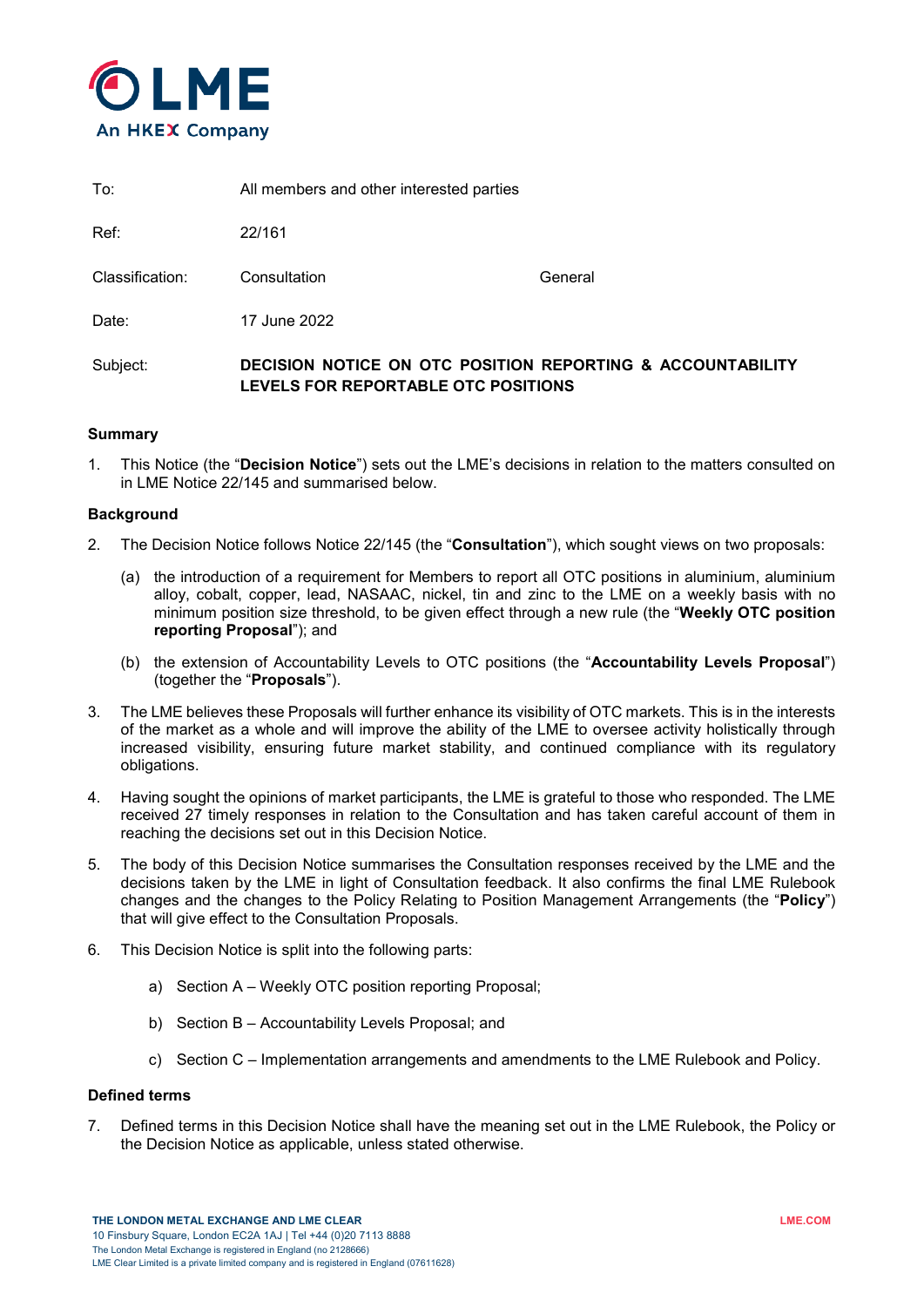| | | |
|---|---|---|
| To: | All members and other interested parties | |
| Ref: | 22/161 | |
| Classification: | Consultation | General |
| Date: | 17 June 2022 | |
| Subject: | **DECISION NOTICE ON OTC POSITION REPORTING & ACCOUNTABILITY LEVELS FOR REPORTABLE OTC POSITIONS** | |

**Summary**

1. This Notice (the "**Decision Notice**") sets out the LME's decisions in relation to the matters consulted on in LME Notice 22/145 and summarised below.

**Background**

2. The Decision Notice follows Notice 22/145 (the "**Consultation**"), which sought views on two proposals:

   (a) the introduction of a requirement for Members to report all OTC positions in aluminium, aluminium alloy, cobalt, copper, lead, NASAAC, nickel, tin and zinc to the LME on a weekly basis with no minimum position size threshold, to be given effect through a new rule (the "**Weekly OTC position reporting Proposal**"); and

   (b) the extension of Accountability Levels to OTC positions (the "**Accountability Levels Proposal**") (together the "**Proposals**").

3. The LME believes these Proposals will further enhance its visibility of OTC markets. This is in the interests of the market as a whole and will improve the ability of the LME to oversee activity holistically through increased visibility, ensuring future market stability, and continued compliance with its regulatory obligations.

4. Having sought the opinions of market participants, the LME is grateful to those who responded. The LME received 27 timely responses in relation to the Consultation and has taken careful account of them in reaching the decisions set out in this Decision Notice.

5. The body of this Decision Notice summarises the Consultation responses received by the LME and the decisions taken by the LME in light of Consultation feedback. It also confirms the final LME Rulebook changes and the changes to the Policy Relating to Position Management Arrangements (the "**Policy**") that will give effect to the Consultation Proposals.

6. This Decision Notice is split into the following parts:

   a) Section A – Weekly OTC position reporting Proposal;

   b) Section B – Accountability Levels Proposal; and

   c) Section C – Implementation arrangements and amendments to the LME Rulebook and Policy.

**Defined terms**

7. Defined terms in this Decision Notice shall have the meaning set out in the LME Rulebook, the Policy or the Decision Notice as applicable, unless stated otherwise.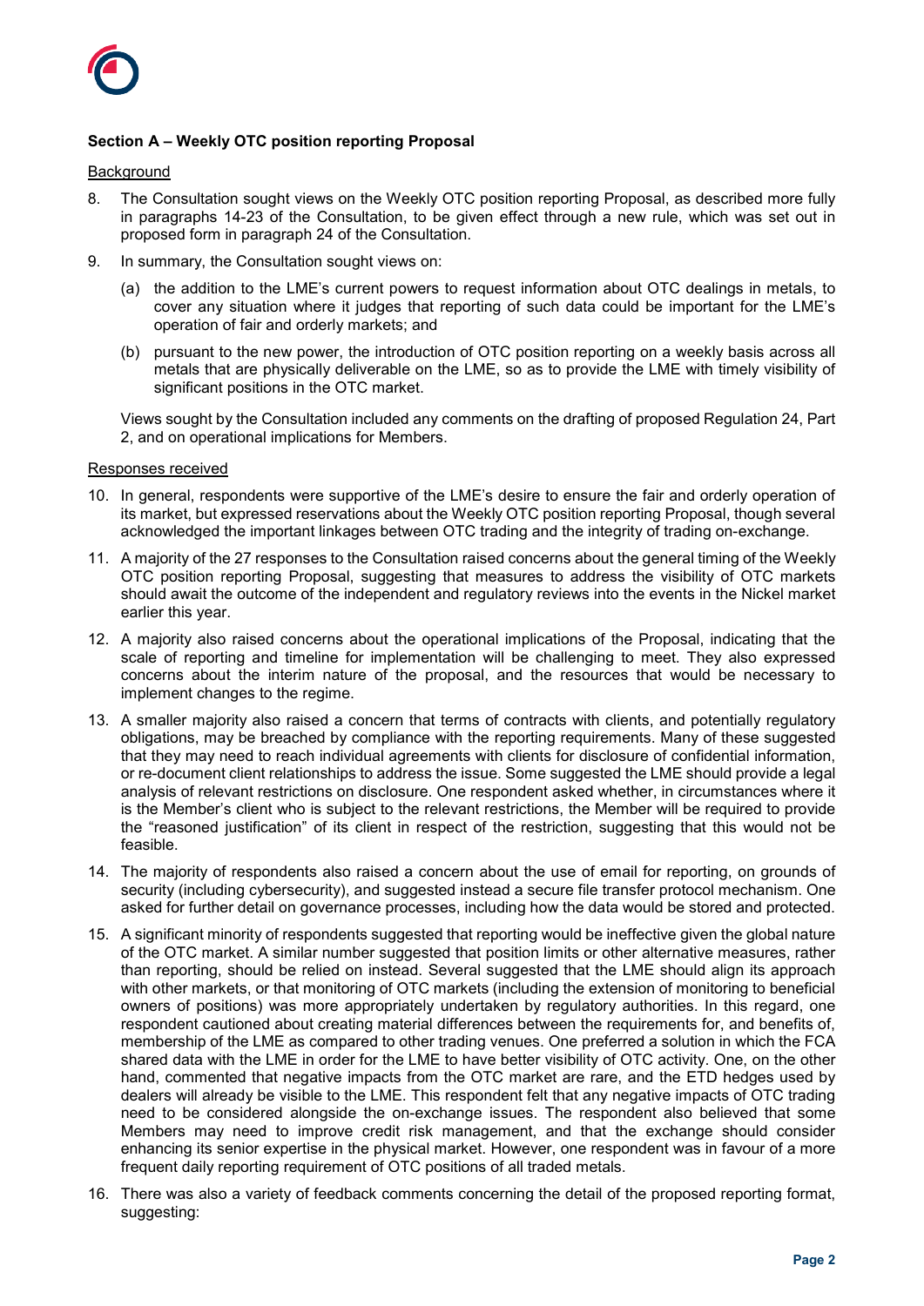### Section A – Weekly OTC position reporting Proposal

Background

8. The Consultation sought views on the Weekly OTC position reporting Proposal, as described more fully in paragraphs 14-23 of the Consultation, to be given effect through a new rule, which was set out in proposed form in paragraph 24 of the Consultation.

9. In summary, the Consultation sought views on:

   (a) the addition to the LME's current powers to request information about OTC dealings in metals, to cover any situation where it judges that reporting of such data could be important for the LME's operation of fair and orderly markets; and

   (b) pursuant to the new power, the introduction of OTC position reporting on a weekly basis across all metals that are physically deliverable on the LME, so as to provide the LME with timely visibility of significant positions in the OTC market.

   Views sought by the Consultation included any comments on the drafting of proposed Regulation 24, Part 2, and on operational implications for Members.

Responses received

10. In general, respondents were supportive of the LME's desire to ensure the fair and orderly operation of its market, but expressed reservations about the Weekly OTC position reporting Proposal, though several acknowledged the important linkages between OTC trading and the integrity of trading on-exchange.

11. A majority of the 27 responses to the Consultation raised concerns about the general timing of the Weekly OTC position reporting Proposal, suggesting that measures to address the visibility of OTC markets should await the outcome of the independent and regulatory reviews into the events in the Nickel market earlier this year.

12. A majority also raised concerns about the operational implications of the Proposal, indicating that the scale of reporting and timeline for implementation will be challenging to meet. They also expressed concerns about the interim nature of the proposal, and the resources that would be necessary to implement changes to the regime.

13. A smaller majority also raised a concern that terms of contracts with clients, and potentially regulatory obligations, may be breached by compliance with the reporting requirements. Many of these suggested that they may need to reach individual agreements with clients for disclosure of confidential information, or re-document client relationships to address the issue. Some suggested the LME should provide a legal analysis of relevant restrictions on disclosure. One respondent asked whether, in circumstances where it is the Member's client who is subject to the relevant restrictions, the Member will be required to provide the "reasoned justification" of its client in respect of the restriction, suggesting that this would not be feasible.

14. The majority of respondents also raised a concern about the use of email for reporting, on grounds of security (including cybersecurity), and suggested instead a secure file transfer protocol mechanism. One asked for further detail on governance processes, including how the data would be stored and protected.

15. A significant minority of respondents suggested that reporting would be ineffective given the global nature of the OTC market. A similar number suggested that position limits or other alternative measures, rather than reporting, should be relied on instead. Several suggested that the LME should align its approach with other markets, or that monitoring of OTC markets (including the extension of monitoring to beneficial owners of positions) was more appropriately undertaken by regulatory authorities. In this regard, one respondent cautioned about creating material differences between the requirements for, and benefits of, membership of the LME as compared to other trading venues. One preferred a solution in which the FCA shared data with the LME in order for the LME to have better visibility of OTC activity. One, on the other hand, commented that negative impacts from the OTC market are rare, and the ETD hedges used by dealers will already be visible to the LME. This respondent felt that any negative impacts of OTC trading need to be considered alongside the on-exchange issues. The respondent also believed that some Members may need to improve credit risk management, and that the exchange should consider enhancing its senior expertise in the physical market. However, one respondent was in favour of a more frequent daily reporting requirement of OTC positions of all traded metals.

16. There was also a variety of feedback comments concerning the detail of the proposed reporting format, suggesting: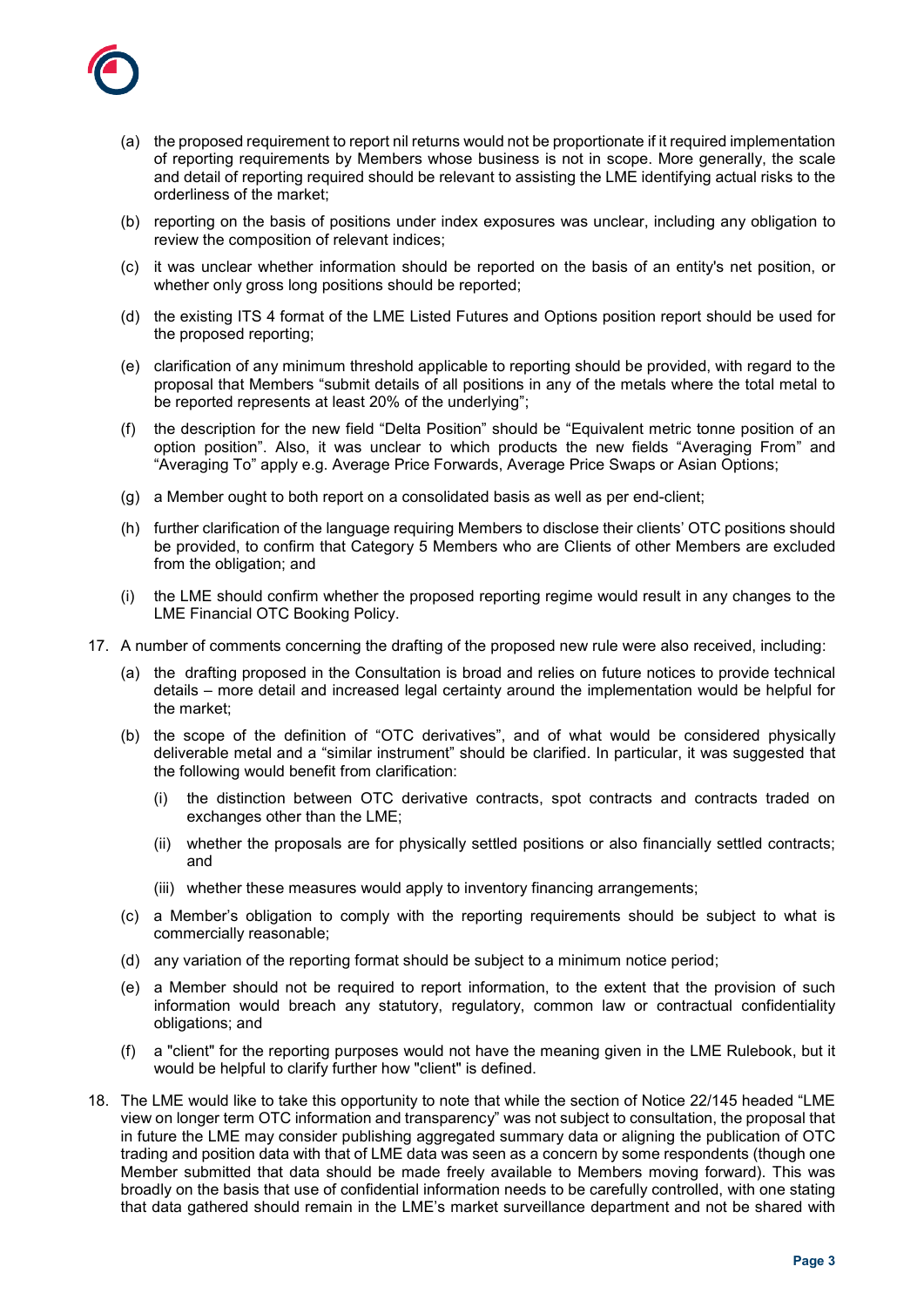(a) the proposed requirement to report nil returns would not be proportionate if it required implementation of reporting requirements by Members whose business is not in scope. More generally, the scale and detail of reporting required should be relevant to assisting the LME identifying actual risks to the orderliness of the market;

(b) reporting on the basis of positions under index exposures was unclear, including any obligation to review the composition of relevant indices;

(c) it was unclear whether information should be reported on the basis of an entity's net position, or whether only gross long positions should be reported;

(d) the existing ITS 4 format of the LME Listed Futures and Options position report should be used for the proposed reporting;

(e) clarification of any minimum threshold applicable to reporting should be provided, with regard to the proposal that Members "submit details of all positions in any of the metals where the total metal to be reported represents at least 20% of the underlying";

(f) the description for the new field "Delta Position" should be "Equivalent metric tonne position of an option position". Also, it was unclear to which products the new fields "Averaging From" and "Averaging To" apply e.g. Average Price Forwards, Average Price Swaps or Asian Options;

(g) a Member ought to both report on a consolidated basis as well as per end-client;

(h) further clarification of the language requiring Members to disclose their clients' OTC positions should be provided, to confirm that Category 5 Members who are Clients of other Members are excluded from the obligation; and

(i) the LME should confirm whether the proposed reporting regime would result in any changes to the LME Financial OTC Booking Policy.

17. A number of comments concerning the drafting of the proposed new rule were also received, including:

(a) the drafting proposed in the Consultation is broad and relies on future notices to provide technical details – more detail and increased legal certainty around the implementation would be helpful for the market;

(b) the scope of the definition of "OTC derivatives", and of what would be considered physically deliverable metal and a "similar instrument" should be clarified. In particular, it was suggested that the following would benefit from clarification:

   (i) the distinction between OTC derivative contracts, spot contracts and contracts traded on exchanges other than the LME;

   (ii) whether the proposals are for physically settled positions or also financially settled contracts; and

   (iii) whether these measures would apply to inventory financing arrangements;

(c) a Member's obligation to comply with the reporting requirements should be subject to what is commercially reasonable;

(d) any variation of the reporting format should be subject to a minimum notice period;

(e) a Member should not be required to report information, to the extent that the provision of such information would breach any statutory, regulatory, common law or contractual confidentiality obligations; and

(f) a "client" for the reporting purposes would not have the meaning given in the LME Rulebook, but it would be helpful to clarify further how "client" is defined.

18. The LME would like to take this opportunity to note that while the section of Notice 22/145 headed "LME view on longer term OTC information and transparency" was not subject to consultation, the proposal that in future the LME may consider publishing aggregated summary data or aligning the publication of OTC trading and position data with that of LME data was seen as a concern by some respondents (though one Member submitted that data should be made freely available to Members moving forward). This was broadly on the basis that use of confidential information needs to be carefully controlled, with one stating that data gathered should remain in the LME's market surveillance department and not be shared with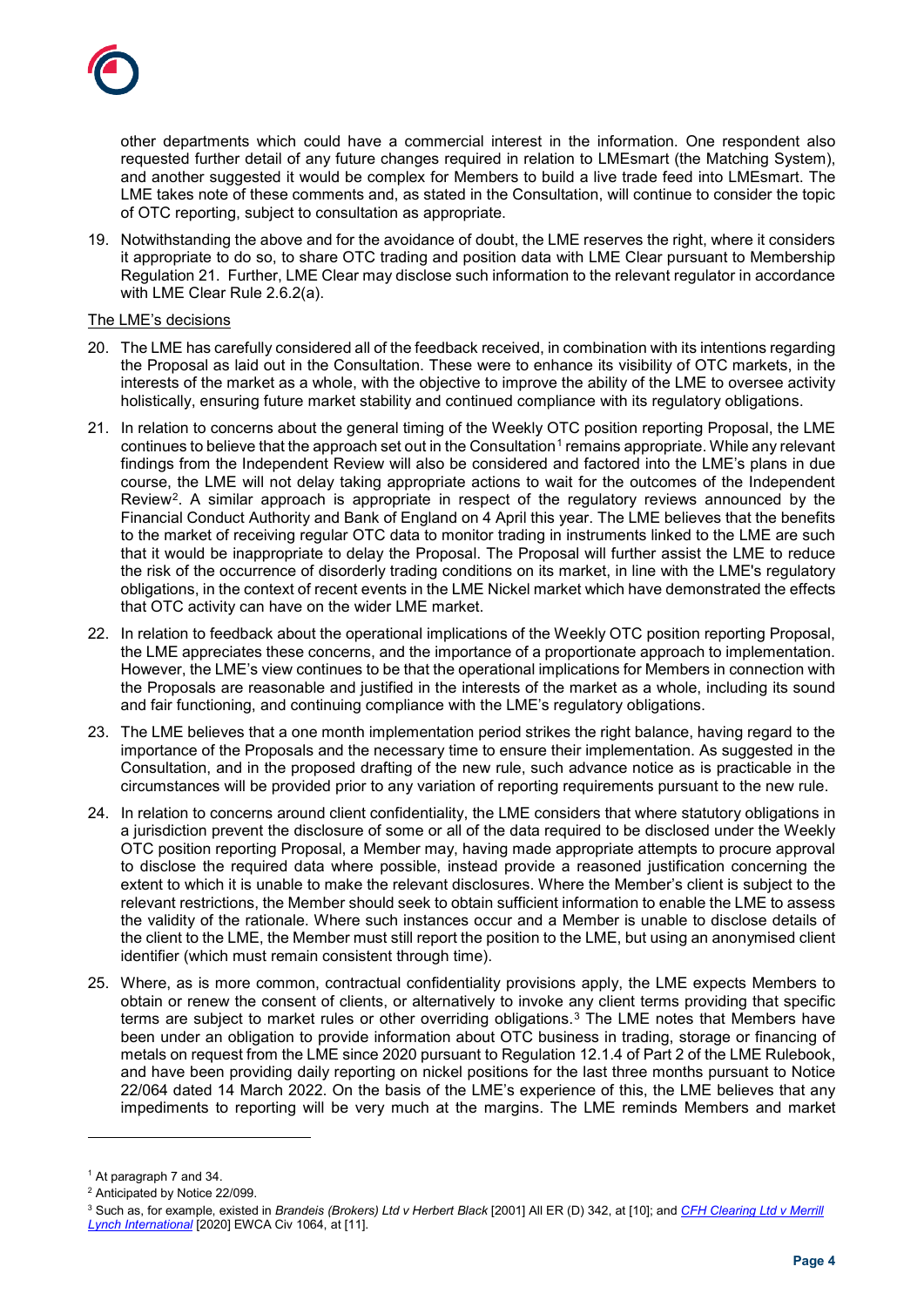other departments which could have a commercial interest in the information. One respondent also requested further detail of any future changes required in relation to LMEsmart (the Matching System), and another suggested it would be complex for Members to build a live trade feed into LMEsmart. The LME takes note of these comments and, as stated in the Consultation, will continue to consider the topic of OTC reporting, subject to consultation as appropriate.

19. Notwithstanding the above and for the avoidance of doubt, the LME reserves the right, where it considers it appropriate to do so, to share OTC trading and position data with LME Clear pursuant to Membership Regulation 21. Further, LME Clear may disclose such information to the relevant regulator in accordance with LME Clear Rule 2.6.2(a).

The LME's decisions

20. The LME has carefully considered all of the feedback received, in combination with its intentions regarding the Proposal as laid out in the Consultation. These were to enhance its visibility of OTC markets, in the interests of the market as a whole, with the objective to improve the ability of the LME to oversee activity holistically, ensuring future market stability and continued compliance with its regulatory obligations.

21. In relation to concerns about the general timing of the Weekly OTC position reporting Proposal, the LME continues to believe that the approach set out in the Consultation[1] remains appropriate. While any relevant findings from the Independent Review will also be considered and factored into the LME's plans in due course, the LME will not delay taking appropriate actions to wait for the outcomes of the Independent Review[2]. A similar approach is appropriate in respect of the regulatory reviews announced by the Financial Conduct Authority and Bank of England on 4 April this year. The LME believes that the benefits to the market of receiving regular OTC data to monitor trading in instruments linked to the LME are such that it would be inappropriate to delay the Proposal. The Proposal will further assist the LME to reduce the risk of the occurrence of disorderly trading conditions on its market, in line with the LME's regulatory obligations, in the context of recent events in the LME Nickel market which have demonstrated the effects that OTC activity can have on the wider LME market.

22. In relation to feedback about the operational implications of the Weekly OTC position reporting Proposal, the LME appreciates these concerns, and the importance of a proportionate approach to implementation. However, the LME's view continues to be that the operational implications for Members in connection with the Proposals are reasonable and justified in the interests of the market as a whole, including its sound and fair functioning, and continuing compliance with the LME's regulatory obligations.

23. The LME believes that a one month implementation period strikes the right balance, having regard to the importance of the Proposals and the necessary time to ensure their implementation. As suggested in the Consultation, and in the proposed drafting of the new rule, such advance notice as is practicable in the circumstances will be provided prior to any variation of reporting requirements pursuant to the new rule.

24. In relation to concerns around client confidentiality, the LME considers that where statutory obligations in a jurisdiction prevent the disclosure of some or all of the data required to be disclosed under the Weekly OTC position reporting Proposal, a Member may, having made appropriate attempts to procure approval to disclose the required data where possible, instead provide a reasoned justification concerning the extent to which it is unable to make the relevant disclosures. Where the Member's client is subject to the relevant restrictions, the Member should seek to obtain sufficient information to enable the LME to assess the validity of the rationale. Where such instances occur and a Member is unable to disclose details of the client to the LME, the Member must still report the position to the LME, but using an anonymised client identifier (which must remain consistent through time).

25. Where, as is more common, contractual confidentiality provisions apply, the LME expects Members to obtain or renew the consent of clients, or alternatively to invoke any client terms providing that specific terms are subject to market rules or other overriding obligations.[3] The LME notes that Members have been under an obligation to provide information about OTC business in trading, storage or financing of metals on request from the LME since 2020 pursuant to Regulation 12.1.4 of Part 2 of the LME Rulebook, and have been providing daily reporting on nickel positions for the last three months pursuant to Notice 22/064 dated 14 March 2022. On the basis of the LME's experience of this, the LME believes that any impediments to reporting will be very much at the margins. The LME reminds Members and market

---

[1] At paragraph 7 and 34.

[2] Anticipated by Notice 22/099.

[3] Such as, for example, existed in *Brandeis (Brokers) Ltd v Herbert Black* [2001] All ER (D) 342, at [10]; and *CFH Clearing Ltd v Merrill Lynch International* [2020] EWCA Civ 1064, at [11].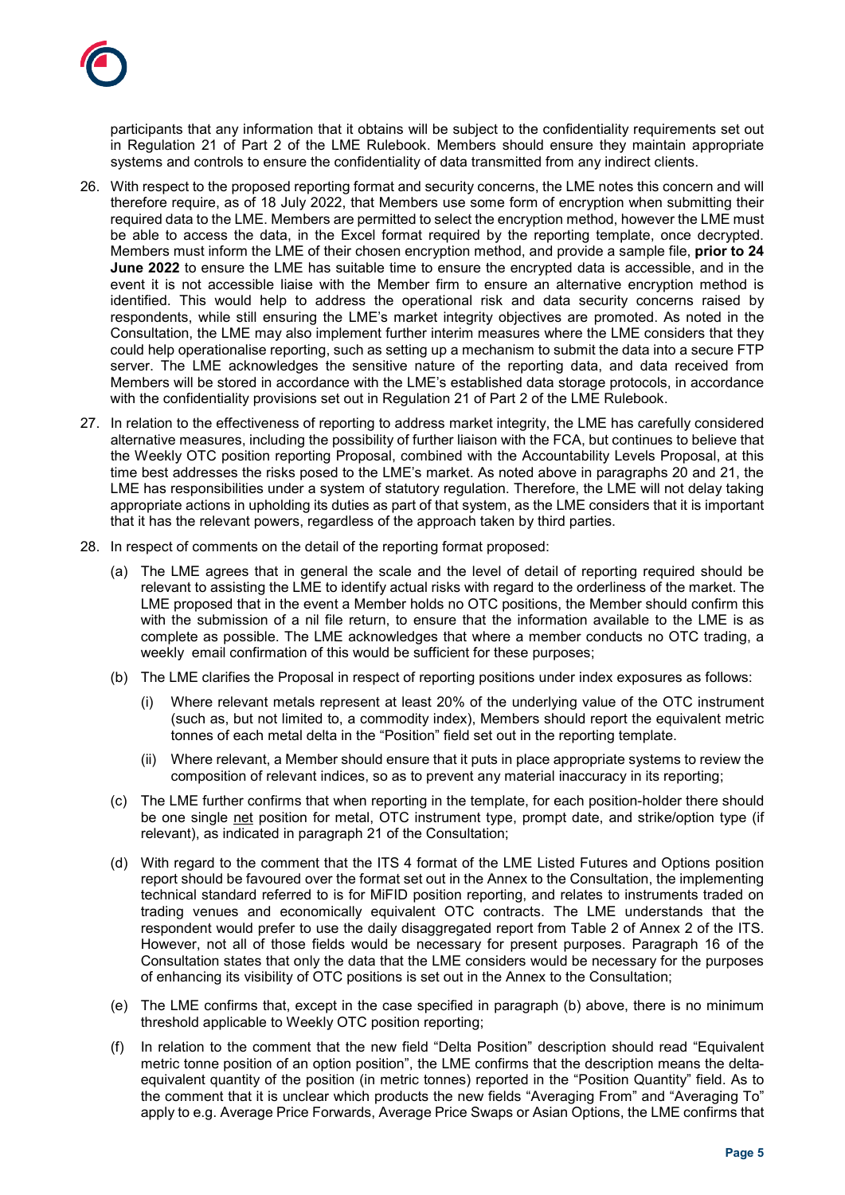participants that any information that it obtains will be subject to the confidentiality requirements set out in Regulation 21 of Part 2 of the LME Rulebook. Members should ensure they maintain appropriate systems and controls to ensure the confidentiality of data transmitted from any indirect clients.

26. With respect to the proposed reporting format and security concerns, the LME notes this concern and will therefore require, as of 18 July 2022, that Members use some form of encryption when submitting their required data to the LME. Members are permitted to select the encryption method, however the LME must be able to access the data, in the Excel format required by the reporting template, once decrypted. Members must inform the LME of their chosen encryption method, and provide a sample file, **prior to 24 June 2022** to ensure the LME has suitable time to ensure the encrypted data is accessible, and in the event it is not accessible liaise with the Member firm to ensure an alternative encryption method is identified. This would help to address the operational risk and data security concerns raised by respondents, while still ensuring the LME's market integrity objectives are promoted. As noted in the Consultation, the LME may also implement further interim measures where the LME considers that they could help operationalise reporting, such as setting up a mechanism to submit the data into a secure FTP server. The LME acknowledges the sensitive nature of the reporting data, and data received from Members will be stored in accordance with the LME's established data storage protocols, in accordance with the confidentiality provisions set out in Regulation 21 of Part 2 of the LME Rulebook.

27. In relation to the effectiveness of reporting to address market integrity, the LME has carefully considered alternative measures, including the possibility of further liaison with the FCA, but continues to believe that the Weekly OTC position reporting Proposal, combined with the Accountability Levels Proposal, at this time best addresses the risks posed to the LME's market. As noted above in paragraphs 20 and 21, the LME has responsibilities under a system of statutory regulation. Therefore, the LME will not delay taking appropriate actions in upholding its duties as part of that system, as the LME considers that it is important that it has the relevant powers, regardless of the approach taken by third parties.

28. In respect of comments on the detail of the reporting format proposed:

    (a) The LME agrees that in general the scale and the level of detail of reporting required should be relevant to assisting the LME to identify actual risks with regard to the orderliness of the market. The LME proposed that in the event a Member holds no OTC positions, the Member should confirm this with the submission of a nil file return, to ensure that the information available to the LME is as complete as possible. The LME acknowledges that where a member conducts no OTC trading, a weekly email confirmation of this would be sufficient for these purposes;

    (b) The LME clarifies the Proposal in respect of reporting positions under index exposures as follows:

        (i) Where relevant metals represent at least 20% of the underlying value of the OTC instrument (such as, but not limited to, a commodity index), Members should report the equivalent metric tonnes of each metal delta in the "Position" field set out in the reporting template.

        (ii) Where relevant, a Member should ensure that it puts in place appropriate systems to review the composition of relevant indices, so as to prevent any material inaccuracy in its reporting;

    (c) The LME further confirms that when reporting in the template, for each position-holder there should be one single net position for metal, OTC instrument type, prompt date, and strike/option type (if relevant), as indicated in paragraph 21 of the Consultation;

    (d) With regard to the comment that the ITS 4 format of the LME Listed Futures and Options position report should be favoured over the format set out in the Annex to the Consultation, the implementing technical standard referred to is for MiFID position reporting, and relates to instruments traded on trading venues and economically equivalent OTC contracts. The LME understands that the respondent would prefer to use the daily disaggregated report from Table 2 of Annex 2 of the ITS. However, not all of those fields would be necessary for present purposes. Paragraph 16 of the Consultation states that only the data that the LME considers would be necessary for the purposes of enhancing its visibility of OTC positions is set out in the Annex to the Consultation;

    (e) The LME confirms that, except in the case specified in paragraph (b) above, there is no minimum threshold applicable to Weekly OTC position reporting;

    (f) In relation to the comment that the new field "Delta Position" description should read "Equivalent metric tonne position of an option position", the LME confirms that the description means the delta-equivalent quantity of the position (in metric tonnes) reported in the "Position Quantity" field. As to the comment that it is unclear which products the new fields "Averaging From" and "Averaging To" apply to e.g. Average Price Forwards, Average Price Swaps or Asian Options, the LME confirms that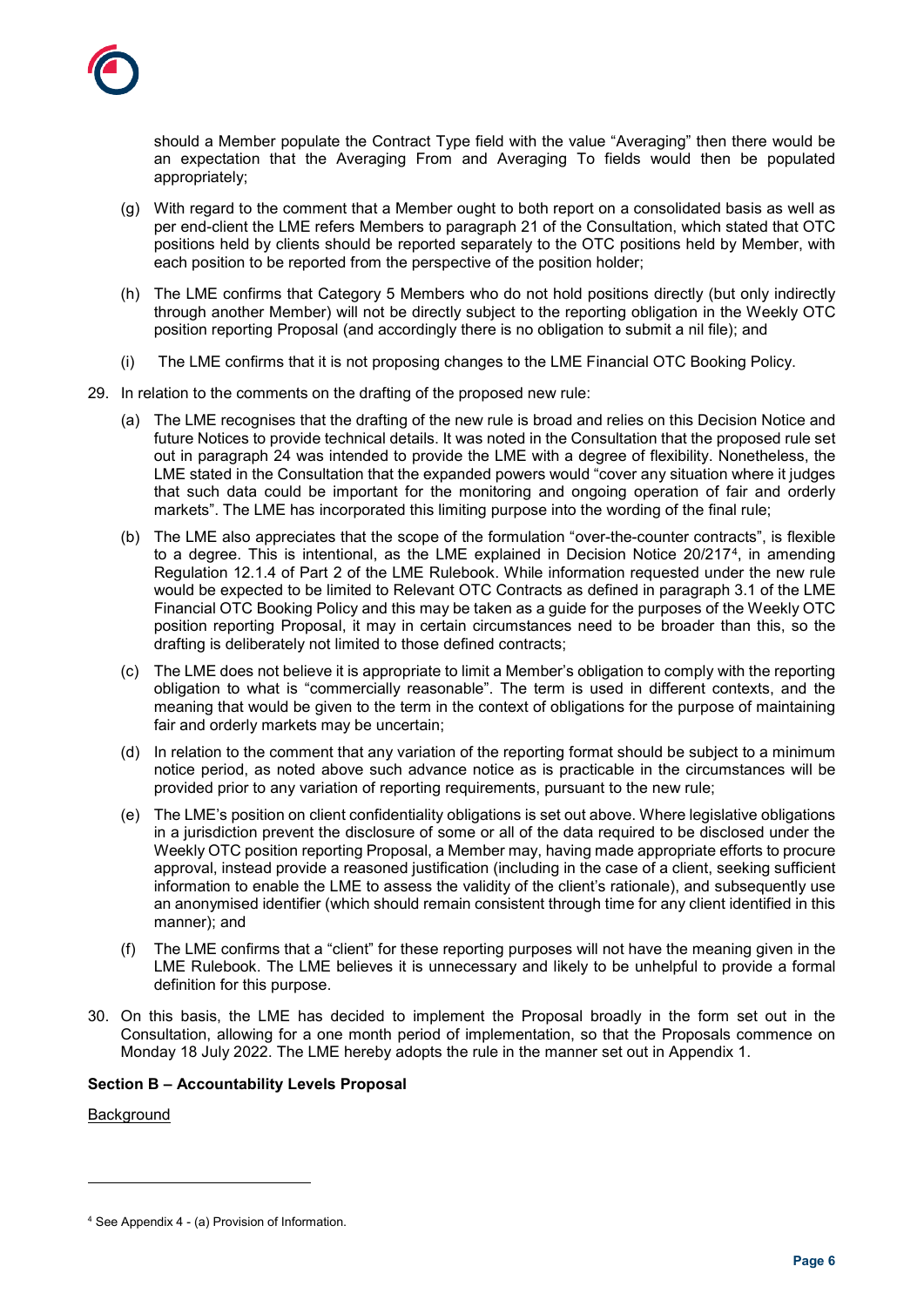should a Member populate the Contract Type field with the value "Averaging" then there would be an expectation that the Averaging From and Averaging To fields would then be populated appropriately;

(g) With regard to the comment that a Member ought to both report on a consolidated basis as well as per end-client the LME refers Members to paragraph 21 of the Consultation, which stated that OTC positions held by clients should be reported separately to the OTC positions held by Member, with each position to be reported from the perspective of the position holder;

(h) The LME confirms that Category 5 Members who do not hold positions directly (but only indirectly through another Member) will not be directly subject to the reporting obligation in the Weekly OTC position reporting Proposal (and accordingly there is no obligation to submit a nil file); and

(i) The LME confirms that it is not proposing changes to the LME Financial OTC Booking Policy.

29. In relation to the comments on the drafting of the proposed new rule:

(a) The LME recognises that the drafting of the new rule is broad and relies on this Decision Notice and future Notices to provide technical details. It was noted in the Consultation that the proposed rule set out in paragraph 24 was intended to provide the LME with a degree of flexibility. Nonetheless, the LME stated in the Consultation that the expanded powers would "cover any situation where it judges that such data could be important for the monitoring and ongoing operation of fair and orderly markets". The LME has incorporated this limiting purpose into the wording of the final rule;

(b) The LME also appreciates that the scope of the formulation "over-the-counter contracts", is flexible to a degree. This is intentional, as the LME explained in Decision Notice 20/217[4], in amending Regulation 12.1.4 of Part 2 of the LME Rulebook. While information requested under the new rule would be expected to be limited to Relevant OTC Contracts as defined in paragraph 3.1 of the LME Financial OTC Booking Policy and this may be taken as a guide for the purposes of the Weekly OTC position reporting Proposal, it may in certain circumstances need to be broader than this, so the drafting is deliberately not limited to those defined contracts;

(c) The LME does not believe it is appropriate to limit a Member's obligation to comply with the reporting obligation to what is "commercially reasonable". The term is used in different contexts, and the meaning that would be given to the term in the context of obligations for the purpose of maintaining fair and orderly markets may be uncertain;

(d) In relation to the comment that any variation of the reporting format should be subject to a minimum notice period, as noted above such advance notice as is practicable in the circumstances will be provided prior to any variation of reporting requirements, pursuant to the new rule;

(e) The LME's position on client confidentiality obligations is set out above. Where legislative obligations in a jurisdiction prevent the disclosure of some or all of the data required to be disclosed under the Weekly OTC position reporting Proposal, a Member may, having made appropriate efforts to procure approval, instead provide a reasoned justification (including in the case of a client, seeking sufficient information to enable the LME to assess the validity of the client's rationale), and subsequently use an anonymised identifier (which should remain consistent through time for any client identified in this manner); and

(f) The LME confirms that a "client" for these reporting purposes will not have the meaning given in the LME Rulebook. The LME believes it is unnecessary and likely to be unhelpful to provide a formal definition for this purpose.

30. On this basis, the LME has decided to implement the Proposal broadly in the form set out in the Consultation, allowing for a one month period of implementation, so that the Proposals commence on Monday 18 July 2022. The LME hereby adopts the rule in the manner set out in Appendix 1.

**Section B – Accountability Levels Proposal**

<u>Background</u>

---

[4] See Appendix 4 - (a) Provision of Information.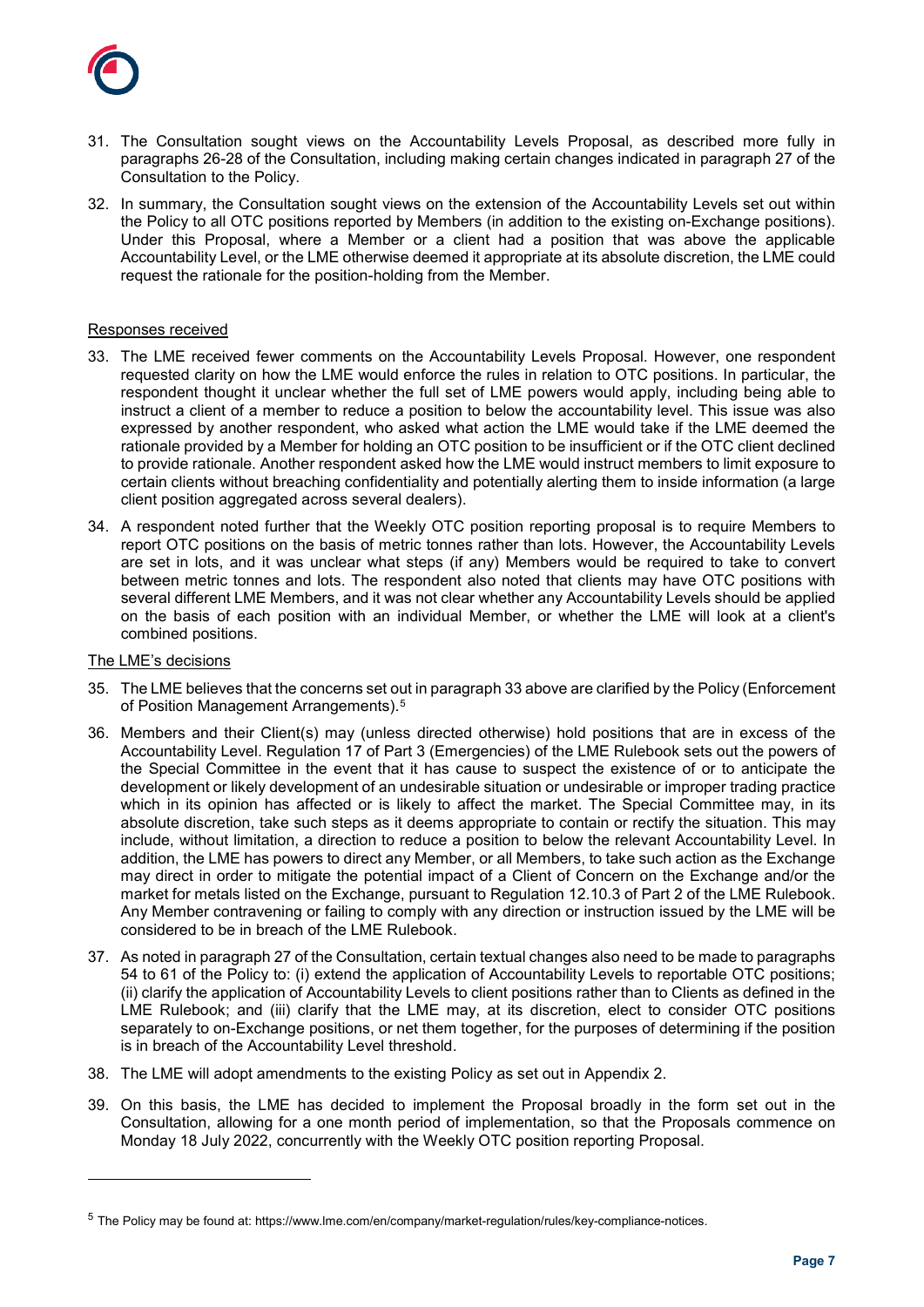31. The Consultation sought views on the Accountability Levels Proposal, as described more fully in paragraphs 26-28 of the Consultation, including making certain changes indicated in paragraph 27 of the Consultation to the Policy.

32. In summary, the Consultation sought views on the extension of the Accountability Levels set out within the Policy to all OTC positions reported by Members (in addition to the existing on-Exchange positions). Under this Proposal, where a Member or a client had a position that was above the applicable Accountability Level, or the LME otherwise deemed it appropriate at its absolute discretion, the LME could request the rationale for the position-holding from the Member.

Responses received

33. The LME received fewer comments on the Accountability Levels Proposal. However, one respondent requested clarity on how the LME would enforce the rules in relation to OTC positions. In particular, the respondent thought it unclear whether the full set of LME powers would apply, including being able to instruct a client of a member to reduce a position to below the accountability level. This issue was also expressed by another respondent, who asked what action the LME would take if the LME deemed the rationale provided by a Member for holding an OTC position to be insufficient or if the OTC client declined to provide rationale. Another respondent asked how the LME would instruct members to limit exposure to certain clients without breaching confidentiality and potentially alerting them to inside information (a large client position aggregated across several dealers).

34. A respondent noted further that the Weekly OTC position reporting proposal is to require Members to report OTC positions on the basis of metric tonnes rather than lots. However, the Accountability Levels are set in lots, and it was unclear what steps (if any) Members would be required to take to convert between metric tonnes and lots. The respondent also noted that clients may have OTC positions with several different LME Members, and it was not clear whether any Accountability Levels should be applied on the basis of each position with an individual Member, or whether the LME will look at a client's combined positions.

The LME's decisions

35. The LME believes that the concerns set out in paragraph 33 above are clarified by the Policy (Enforcement of Position Management Arrangements).[5]

36. Members and their Client(s) may (unless directed otherwise) hold positions that are in excess of the Accountability Level. Regulation 17 of Part 3 (Emergencies) of the LME Rulebook sets out the powers of the Special Committee in the event that it has cause to suspect the existence of or to anticipate the development or likely development of an undesirable situation or undesirable or improper trading practice which in its opinion has affected or is likely to affect the market. The Special Committee may, in its absolute discretion, take such steps as it deems appropriate to contain or rectify the situation. This may include, without limitation, a direction to reduce a position to below the relevant Accountability Level. In addition, the LME has powers to direct any Member, or all Members, to take such action as the Exchange may direct in order to mitigate the potential impact of a Client of Concern on the Exchange and/or the market for metals listed on the Exchange, pursuant to Regulation 12.10.3 of Part 2 of the LME Rulebook. Any Member contravening or failing to comply with any direction or instruction issued by the LME will be considered to be in breach of the LME Rulebook.

37. As noted in paragraph 27 of the Consultation, certain textual changes also need to be made to paragraphs 54 to 61 of the Policy to: (i) extend the application of Accountability Levels to reportable OTC positions; (ii) clarify the application of Accountability Levels to client positions rather than to Clients as defined in the LME Rulebook; and (iii) clarify that the LME may, at its discretion, elect to consider OTC positions separately to on-Exchange positions, or net them together, for the purposes of determining if the position is in breach of the Accountability Level threshold.

38. The LME will adopt amendments to the existing Policy as set out in Appendix 2.

39. On this basis, the LME has decided to implement the Proposal broadly in the form set out in the Consultation, allowing for a one month period of implementation, so that the Proposals commence on Monday 18 July 2022, concurrently with the Weekly OTC position reporting Proposal.

---

[5] The Policy may be found at: https://www.lme.com/en/company/market-regulation/rules/key-compliance-notices.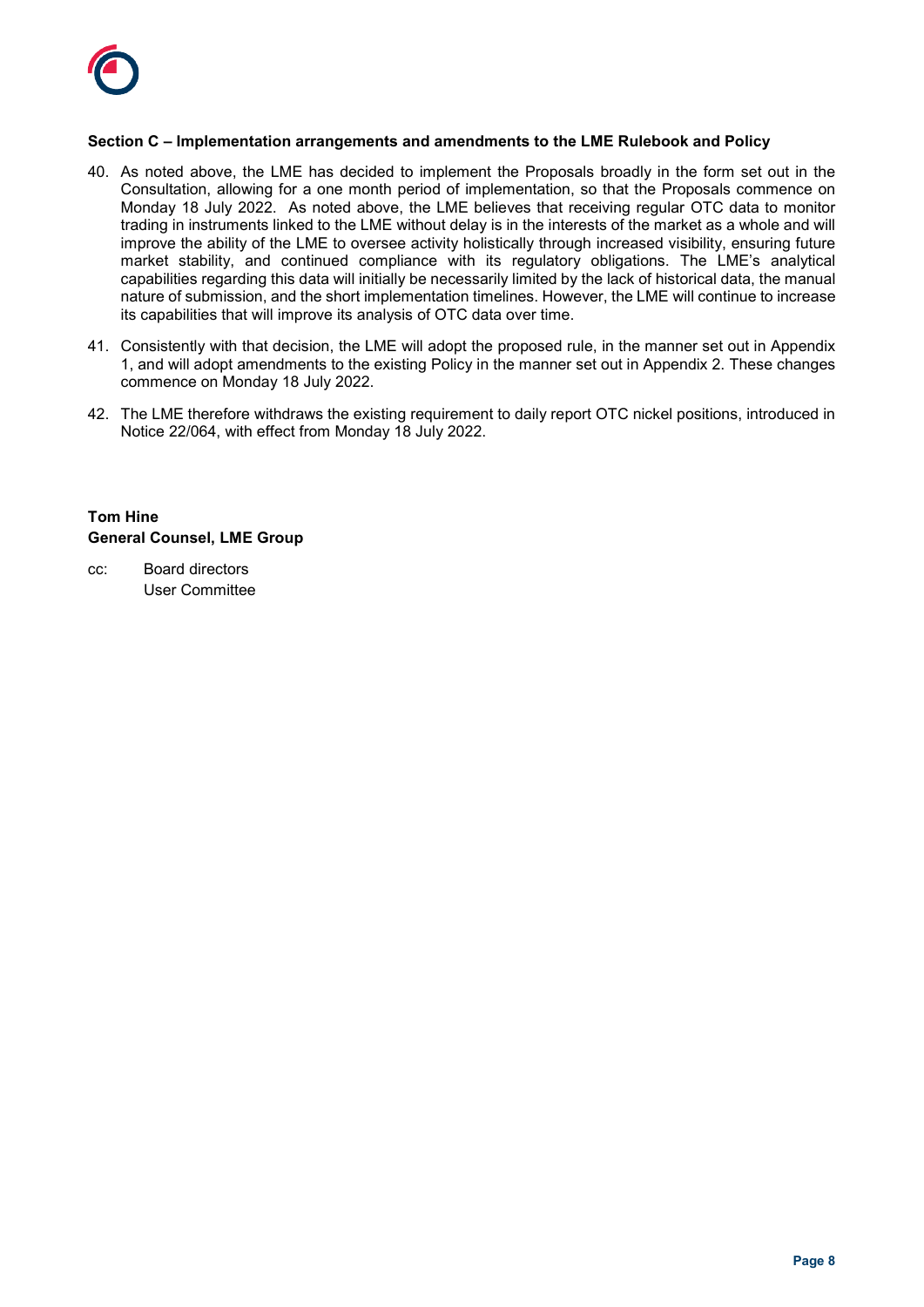**Section C – Implementation arrangements and amendments to the LME Rulebook and Policy**

40. As noted above, the LME has decided to implement the Proposals broadly in the form set out in the Consultation, allowing for a one month period of implementation, so that the Proposals commence on Monday 18 July 2022. As noted above, the LME believes that receiving regular OTC data to monitor trading in instruments linked to the LME without delay is in the interests of the market as a whole and will improve the ability of the LME to oversee activity holistically through increased visibility, ensuring future market stability, and continued compliance with its regulatory obligations. The LME's analytical capabilities regarding this data will initially be necessarily limited by the lack of historical data, the manual nature of submission, and the short implementation timelines. However, the LME will continue to increase its capabilities that will improve its analysis of OTC data over time.

41. Consistently with that decision, the LME will adopt the proposed rule, in the manner set out in Appendix 1, and will adopt amendments to the existing Policy in the manner set out in Appendix 2. These changes commence on Monday 18 July 2022.

42. The LME therefore withdraws the existing requirement to daily report OTC nickel positions, introduced in Notice 22/064, with effect from Monday 18 July 2022.

**Tom Hine**
**General Counsel, LME Group**

cc: Board directors
User Committee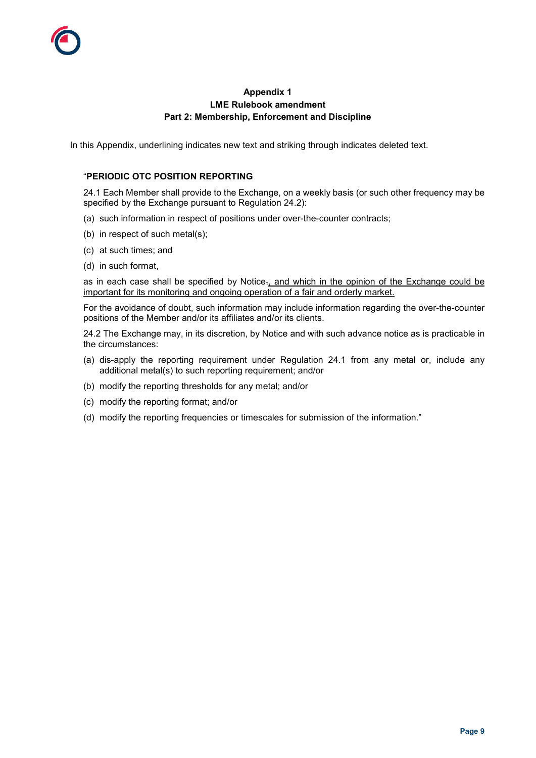**Appendix 1**
**LME Rulebook amendment**
**Part 2: Membership, Enforcement and Discipline**

In this Appendix, underlining indicates new text and striking through indicates deleted text.

"**PERIODIC OTC POSITION REPORTING**

24.1 Each Member shall provide to the Exchange, on a weekly basis (or such other frequency may be specified by the Exchange pursuant to Regulation 24.2):

(a) such information in respect of positions under over-the-counter contracts;

(b) in respect of such metal(s);

(c) at such times; and

(d) in such format,

as in each case shall be specified by Notice~~.~~<u>, and which in the opinion of the Exchange could be important for its monitoring and ongoing operation of a fair and orderly market.</u>

For the avoidance of doubt, such information may include information regarding the over-the-counter positions of the Member and/or its affiliates and/or its clients.

24.2 The Exchange may, in its discretion, by Notice and with such advance notice as is practicable in the circumstances:

(a) dis-apply the reporting requirement under Regulation 24.1 from any metal or, include any additional metal(s) to such reporting requirement; and/or

(b) modify the reporting thresholds for any metal; and/or

(c) modify the reporting format; and/or

(d) modify the reporting frequencies or timescales for submission of the information."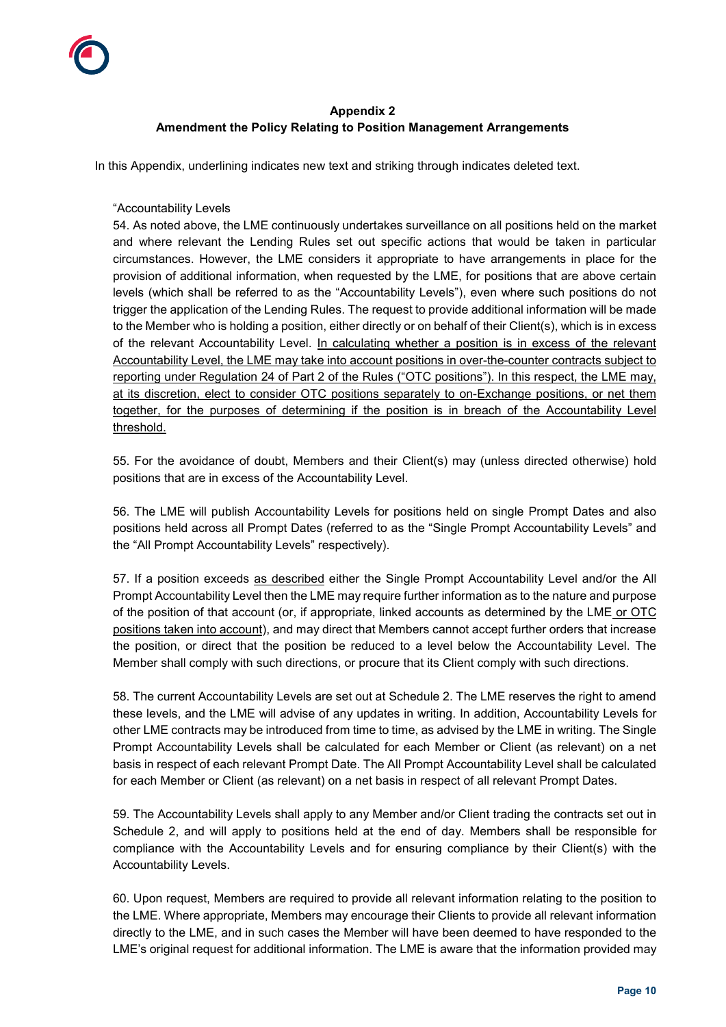**Appendix 2**
**Amendment the Policy Relating to Position Management Arrangements**

In this Appendix, underlining indicates new text and striking through indicates deleted text.

"Accountability Levels

54. As noted above, the LME continuously undertakes surveillance on all positions held on the market and where relevant the Lending Rules set out specific actions that would be taken in particular circumstances. However, the LME considers it appropriate to have arrangements in place for the provision of additional information, when requested by the LME, for positions that are above certain levels (which shall be referred to as the "Accountability Levels"), even where such positions do not trigger the application of the Lending Rules. The request to provide additional information will be made to the Member who is holding a position, either directly or on behalf of their Client(s), which is in excess of the relevant Accountability Level. <u>In calculating whether a position is in excess of the relevant Accountability Level, the LME may take into account positions in over-the-counter contracts subject to reporting under Regulation 24 of Part 2 of the Rules ("OTC positions"). In this respect, the LME may, at its discretion, elect to consider OTC positions separately to on-Exchange positions, or net them together, for the purposes of determining if the position is in breach of the Accountability Level threshold.</u>

55. For the avoidance of doubt, Members and their Client(s) may (unless directed otherwise) hold positions that are in excess of the Accountability Level.

56. The LME will publish Accountability Levels for positions held on single Prompt Dates and also positions held across all Prompt Dates (referred to as the "Single Prompt Accountability Levels" and the "All Prompt Accountability Levels" respectively).

57. If a position exceeds <u>as described</u> either the Single Prompt Accountability Level and/or the All Prompt Accountability Level then the LME may require further information as to the nature and purpose of the position of that account (or, if appropriate, linked accounts as determined by the LME <u>or OTC positions taken into account</u>), and may direct that Members cannot accept further orders that increase the position, or direct that the position be reduced to a level below the Accountability Level. The Member shall comply with such directions, or procure that its Client comply with such directions.

58. The current Accountability Levels are set out at Schedule 2. The LME reserves the right to amend these levels, and the LME will advise of any updates in writing. In addition, Accountability Levels for other LME contracts may be introduced from time to time, as advised by the LME in writing. The Single Prompt Accountability Levels shall be calculated for each Member or Client (as relevant) on a net basis in respect of each relevant Prompt Date. The All Prompt Accountability Level shall be calculated for each Member or Client (as relevant) on a net basis in respect of all relevant Prompt Dates.

59. The Accountability Levels shall apply to any Member and/or Client trading the contracts set out in Schedule 2, and will apply to positions held at the end of day. Members shall be responsible for compliance with the Accountability Levels and for ensuring compliance by their Client(s) with the Accountability Levels.

60. Upon request, Members are required to provide all relevant information relating to the position to the LME. Where appropriate, Members may encourage their Clients to provide all relevant information directly to the LME, and in such cases the Member will have been deemed to have responded to the LME's original request for additional information. The LME is aware that the information provided may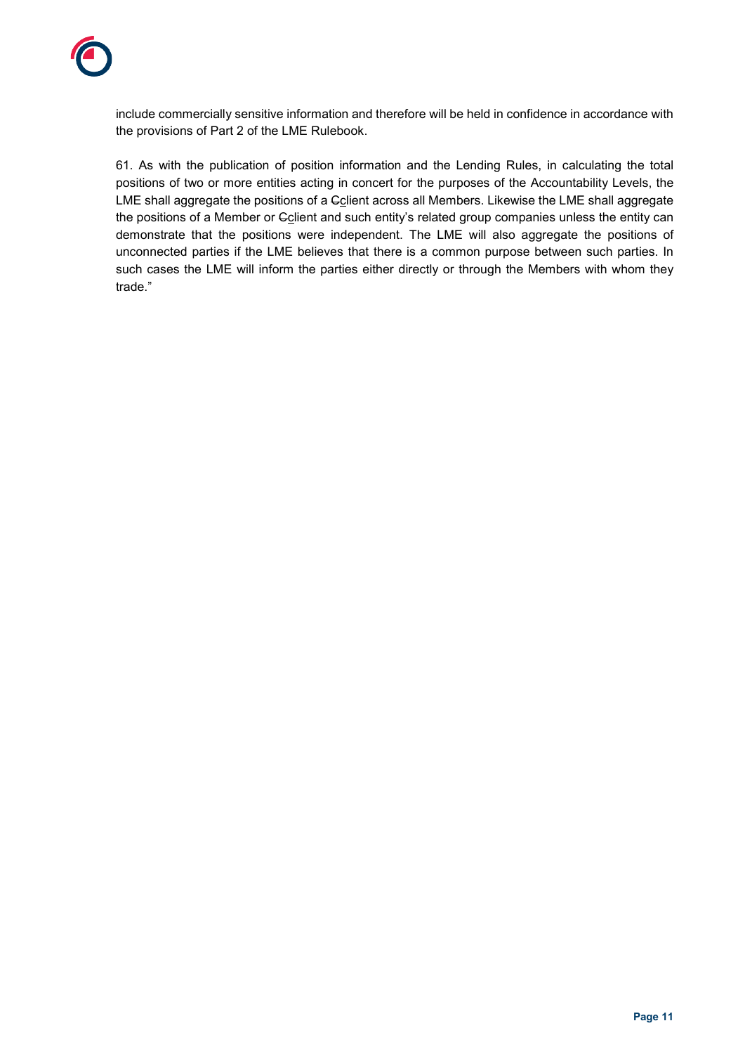include commercially sensitive information and therefore will be held in confidence in accordance with the provisions of Part 2 of the LME Rulebook.

61. As with the publication of position information and the Lending Rules, in calculating the total positions of two or more entities acting in concert for the purposes of the Accountability Levels, the LME shall aggregate the positions of a ~~C~~<u>c</u>lient across all Members. Likewise the LME shall aggregate the positions of a Member or ~~C~~<u>c</u>lient and such entity's related group companies unless the entity can demonstrate that the positions were independent. The LME will also aggregate the positions of unconnected parties if the LME believes that there is a common purpose between such parties. In such cases the LME will inform the parties either directly or through the Members with whom they trade."